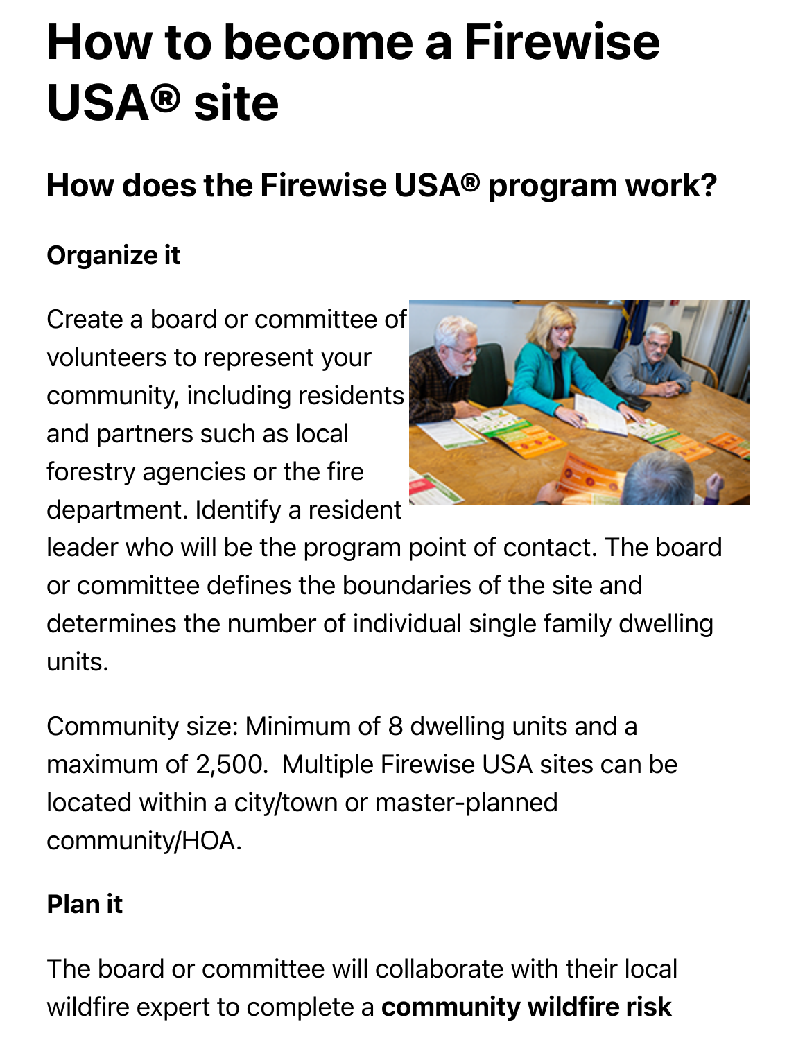# How to become a Firewise USA® site

## How does the Firewise USA® program work?

### Organize it

Create a board or committee of volunteers to represent your community, including residents and partners such as local forestry agencies or the fire department. Identify a resident leader who will be the program point of contact. The board or committee defines the boundaries of the site and determines the number of individual single family dwelling units.

Community size: Minimum of 8 dwelling units and a maximum of 2,500. Multiple Firewise USA sites can be located within a city/town or master-planned community/HOA.

### Plan it

The board or committee will collaborate with their local wildfire expert to complete a **community wildfire risk**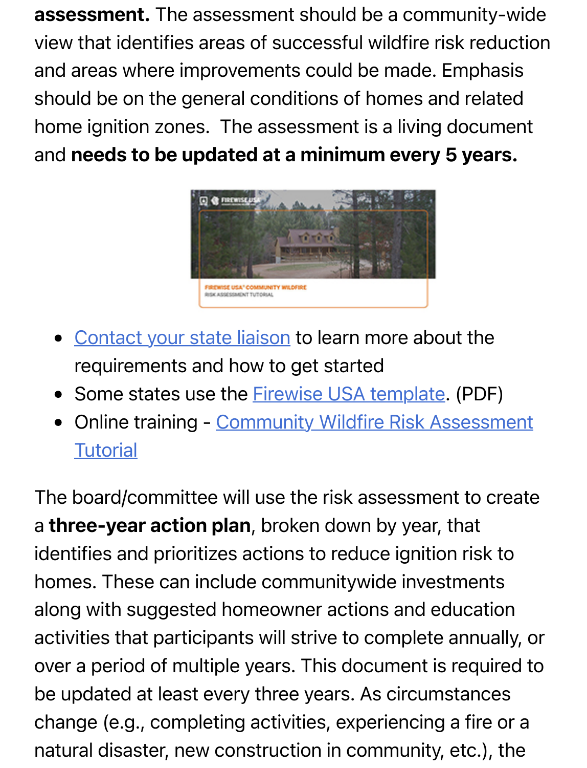**assessment.** The assessment should be a community-wide view that identifies areas of successful wildfire risk reduction and areas where improvements could be made. Emphasis should be on the general conditions of homes and related home ignition zones.  The assessment is a living document and **needs to be updated at a minimum every 5 years.**

- Contact your state liaison to learn more about the requirements and how to get started
- Some states use the Firewise USA template. (PDF)
- Online training - Community Wildfire Risk Assessment Tutorial

The board/committee will use the risk assessment to create a **three-year action plan**, broken down by year, that identifies and prioritizes actions to reduce ignition risk to homes. These can include communitywide investments along with suggested homeowner actions and education activities that participants will strive to complete annually, or over a period of multiple years. This document is required to be updated at least every three years. As circumstances change (e.g., completing activities, experiencing a fire or a natural disaster, new construction in community, etc.), the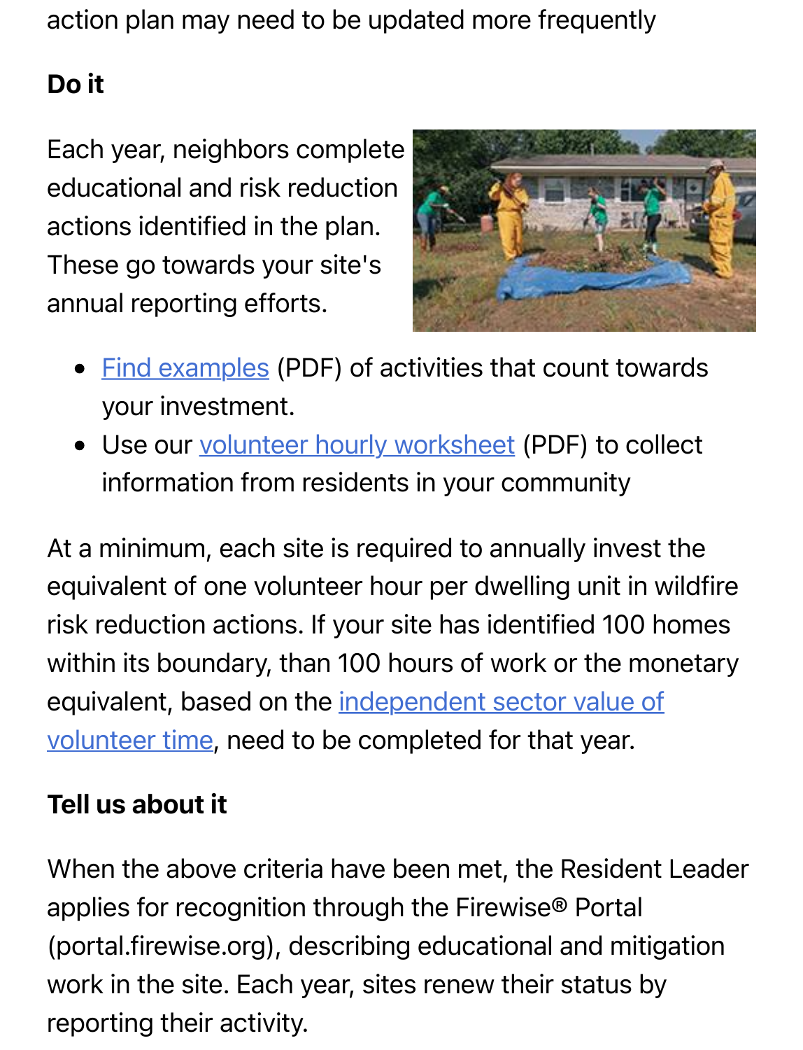action plan may need to be updated more frequently

**Do it**

Each year, neighbors complete educational and risk reduction actions identified in the plan. These go towards your site's annual reporting efforts.

- Find examples (PDF) of activities that count towards your investment.
- Use our volunteer hourly worksheet (PDF) to collect information from residents in your community

At a minimum, each site is required to annually invest the equivalent of one volunteer hour per dwelling unit in wildfire risk reduction actions. If your site has identified 100 homes within its boundary, than 100 hours of work or the monetary equivalent, based on the independent sector value of volunteer time, need to be completed for that year.

**Tell us about it**

When the above criteria have been met, the Resident Leader applies for recognition through the Firewise® Portal (portal.firewise.org), describing educational and mitigation work in the site. Each year, sites renew their status by reporting their activity.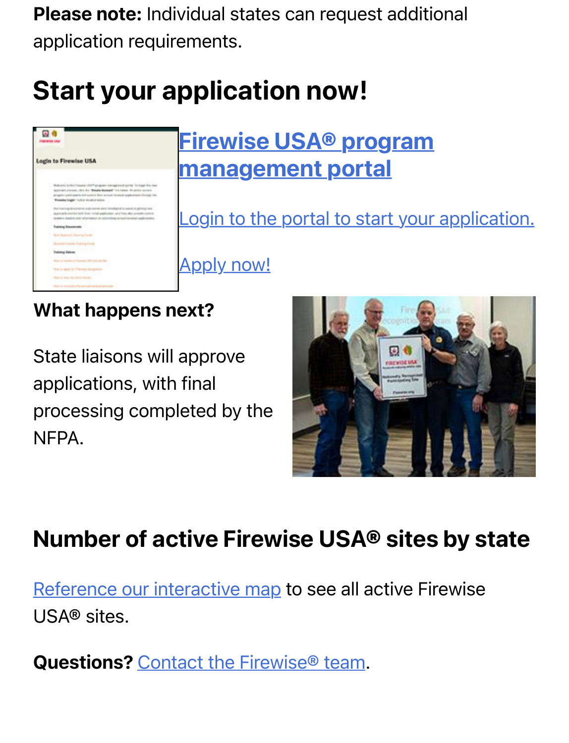**Please note:** Individual states can request additional application requirements.

## Start your application now!

### Firewise USA® program management portal

Login to the portal to start your application.

Apply now!

**What happens next?**

State liaisons will approve applications, with final processing completed by the NFPA.

## Number of active Firewise USA® sites by state

Reference our interactive map to see all active Firewise USA® sites.

**Questions?** Contact the Firewise® team.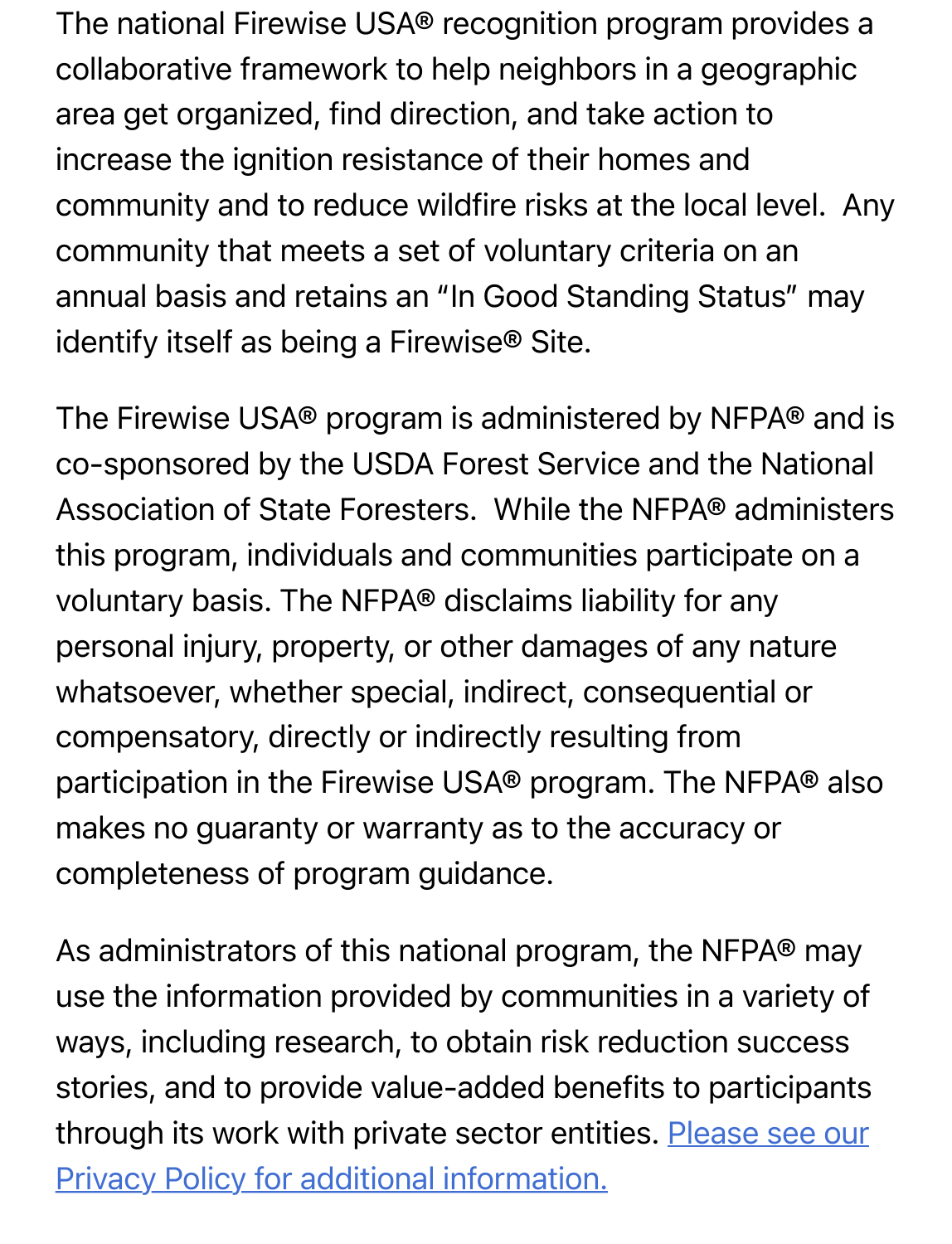The national Firewise USA® recognition program provides a collaborative framework to help neighbors in a geographic area get organized, find direction, and take action to increase the ignition resistance of their homes and community and to reduce wildfire risks at the local level.  Any community that meets a set of voluntary criteria on an annual basis and retains an "In Good Standing Status" may identify itself as being a Firewise® Site.

The Firewise USA® program is administered by NFPA® and is co-sponsored by the USDA Forest Service and the National Association of State Foresters.  While the NFPA® administers this program, individuals and communities participate on a voluntary basis. The NFPA® disclaims liability for any personal injury, property, or other damages of any nature whatsoever, whether special, indirect, consequential or compensatory, directly or indirectly resulting from participation in the Firewise USA® program. The NFPA® also makes no guaranty or warranty as to the accuracy or completeness of program guidance.

As administrators of this national program, the NFPA® may use the information provided by communities in a variety of ways, including research, to obtain risk reduction success stories, and to provide value-added benefits to participants through its work with private sector entities. Please see our Privacy Policy for additional information.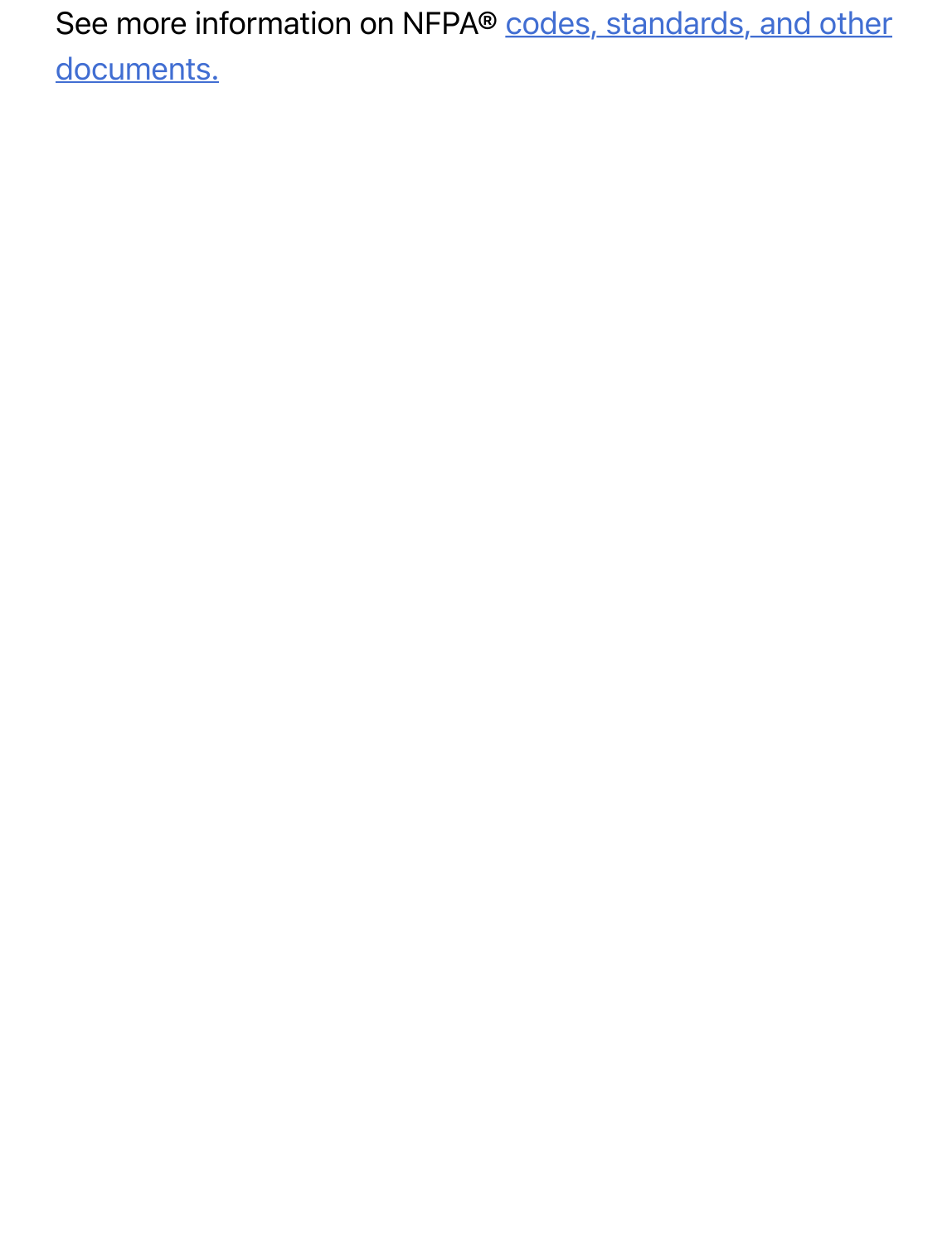See more information on NFPA® codes, standards, and other documents.